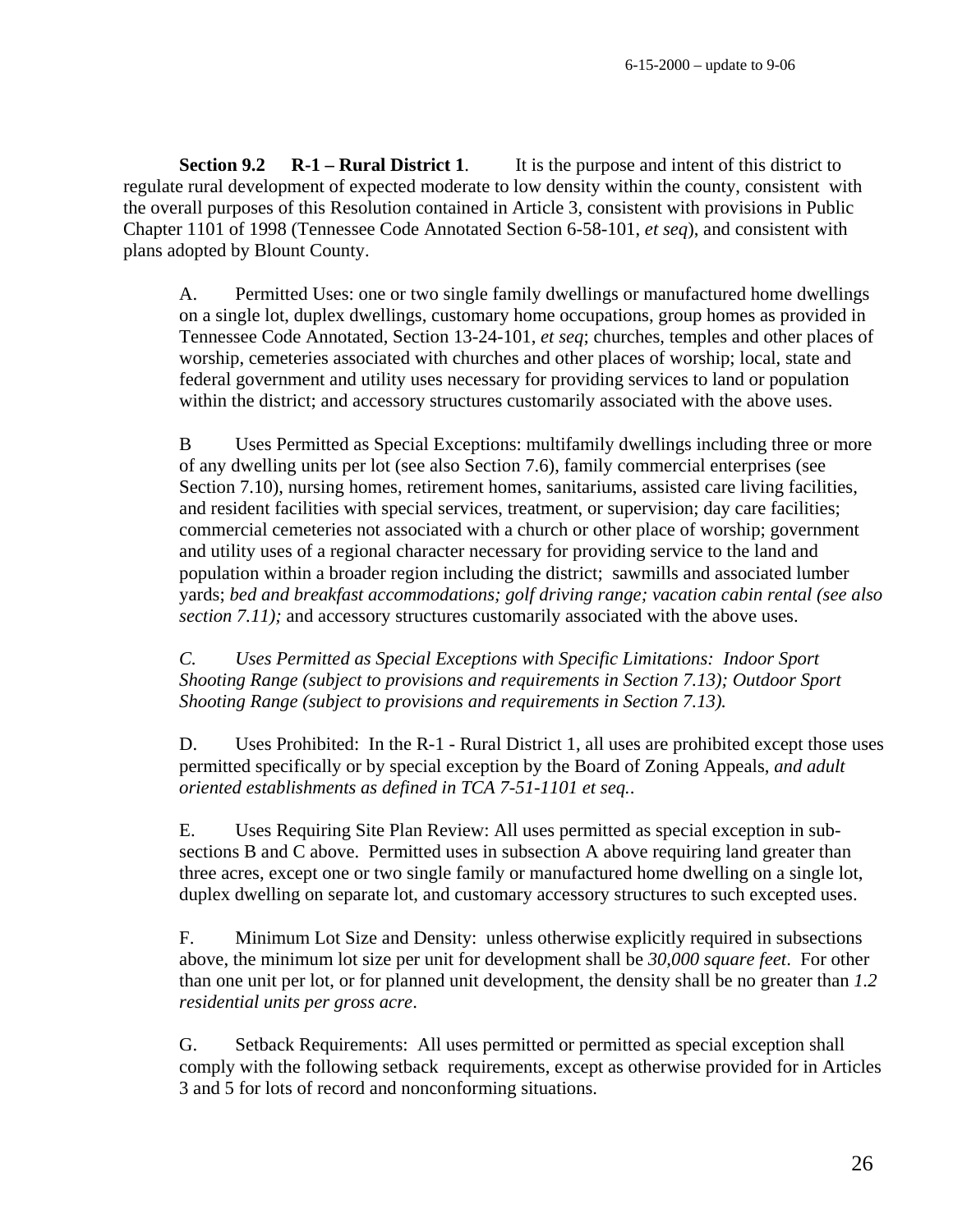**Section 9.2 R-1 – Rural District 1**. It is the purpose and intent of this district to regulate rural development of expected moderate to low density within the county, consistent with the overall purposes of this Resolution contained in Article 3, consistent with provisions in Public Chapter 1101 of 1998 (Tennessee Code Annotated Section 6-58-101, *et seq*), and consistent with plans adopted by Blount County.

A. Permitted Uses: one or two single family dwellings or manufactured home dwellings on a single lot, duplex dwellings, customary home occupations, group homes as provided in Tennessee Code Annotated, Section 13-24-101, *et seq*; churches, temples and other places of worship, cemeteries associated with churches and other places of worship; local, state and federal government and utility uses necessary for providing services to land or population within the district; and accessory structures customarily associated with the above uses.

B Uses Permitted as Special Exceptions: multifamily dwellings including three or more of any dwelling units per lot (see also Section 7.6), family commercial enterprises (see Section 7.10), nursing homes, retirement homes, sanitariums, assisted care living facilities, and resident facilities with special services, treatment, or supervision; day care facilities; commercial cemeteries not associated with a church or other place of worship; government and utility uses of a regional character necessary for providing service to the land and population within a broader region including the district; sawmills and associated lumber yards; *bed and breakfast accommodations; golf driving range; vacation cabin rental (see also section 7.11);* and accessory structures customarily associated with the above uses.

*C. Uses Permitted as Special Exceptions with Specific Limitations: Indoor Sport Shooting Range (subject to provisions and requirements in Section 7.13); Outdoor Sport Shooting Range (subject to provisions and requirements in Section 7.13).*

D. Uses Prohibited: In the R-1 - Rural District 1, all uses are prohibited except those uses permitted specifically or by special exception by the Board of Zoning Appeals, *and adult oriented establishments as defined in TCA 7-51-1101 et seq.*.

E. Uses Requiring Site Plan Review: All uses permitted as special exception in sub-sections B and C above. Permitted uses in subsection A above requiring land greater than three acres, except one or two single family or manufactured home dwelling on a single lot, duplex dwelling on separate lot, and customary accessory structures to such excepted uses.

F. Minimum Lot Size and Density: unless otherwise explicitly required in subsections above, the minimum lot size per unit for development shall be *30,000 square feet*. For other than one unit per lot, or for planned unit development, the density shall be no greater than *1.2 residential units per gross acre*.

G. Setback Requirements: All uses permitted or permitted as special exception shall comply with the following setback requirements, except as otherwise provided for in Articles 3 and 5 for lots of record and nonconforming situations.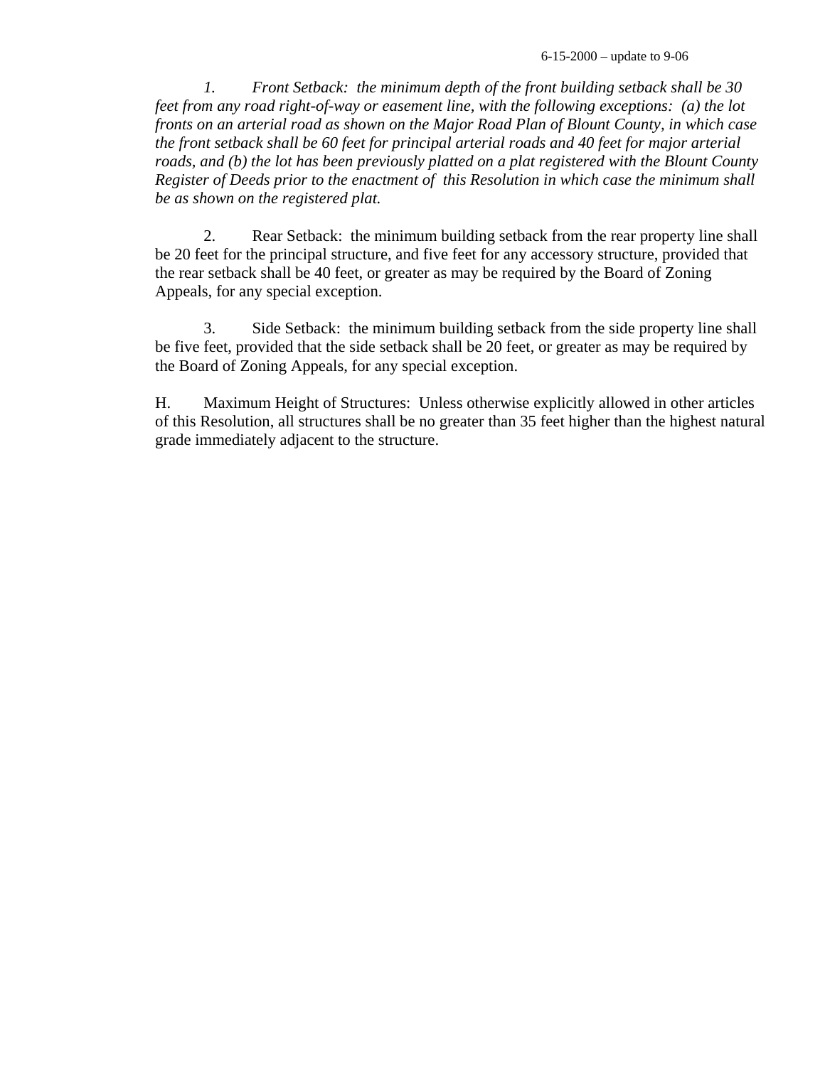*1. Front Setback: the minimum depth of the front building setback shall be 30 feet from any road right-of-way or easement line, with the following exceptions: (a) the lot fronts on an arterial road as shown on the Major Road Plan of Blount County, in which case the front setback shall be 60 feet for principal arterial roads and 40 feet for major arterial roads, and (b) the lot has been previously platted on a plat registered with the Blount County Register of Deeds prior to the enactment of this Resolution in which case the minimum shall be as shown on the registered plat.*

2. Rear Setback: the minimum building setback from the rear property line shall be 20 feet for the principal structure, and five feet for any accessory structure, provided that the rear setback shall be 40 feet, or greater as may be required by the Board of Zoning Appeals, for any special exception.

3. Side Setback: the minimum building setback from the side property line shall be five feet, provided that the side setback shall be 20 feet, or greater as may be required by the Board of Zoning Appeals, for any special exception.

H. Maximum Height of Structures: Unless otherwise explicitly allowed in other articles of this Resolution, all structures shall be no greater than 35 feet higher than the highest natural grade immediately adjacent to the structure.